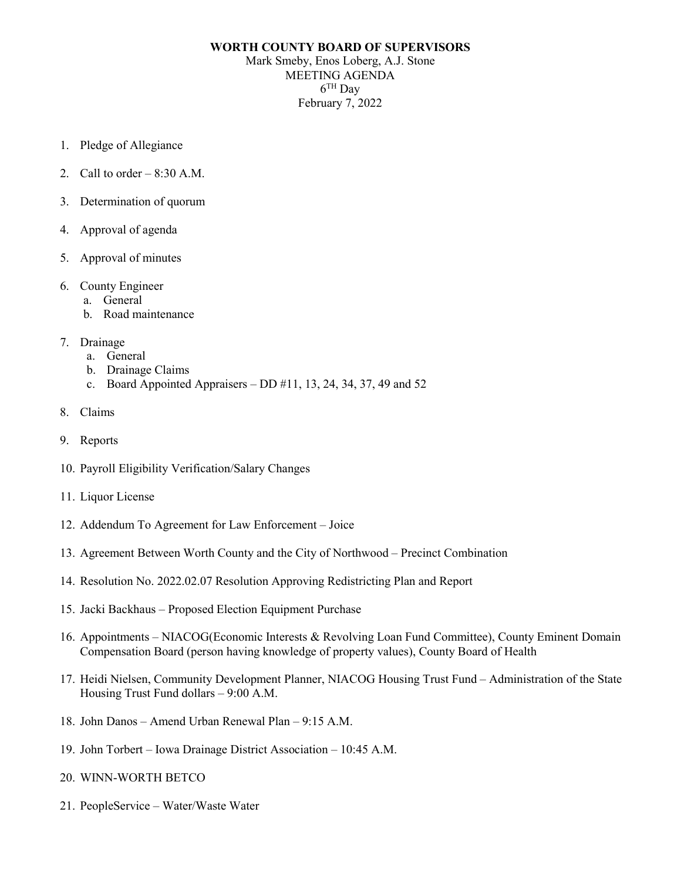**WORTH COUNTY BOARD OF SUPERVISORS**
Mark Smeby, Enos Loberg, A.J. Stone
MEETING AGENDA
6TH Day
February 7, 2022

1. Pledge of Allegiance

2. Call to order – 8:30 A.M.

3. Determination of quorum

4. Approval of agenda

5. Approval of minutes

6. County Engineer
   a. General
   b. Road maintenance

7. Drainage
   a. General
   b. Drainage Claims
   c. Board Appointed Appraisers – DD #11, 13, 24, 34, 37, 49 and 52

8. Claims

9. Reports

10. Payroll Eligibility Verification/Salary Changes

11. Liquor License

12. Addendum To Agreement for Law Enforcement – Joice

13. Agreement Between Worth County and the City of Northwood – Precinct Combination

14. Resolution No. 2022.02.07 Resolution Approving Redistricting Plan and Report

15. Jacki Backhaus – Proposed Election Equipment Purchase

16. Appointments – NIACOG(Economic Interests & Revolving Loan Fund Committee), County Eminent Domain Compensation Board (person having knowledge of property values), County Board of Health

17. Heidi Nielsen, Community Development Planner, NIACOG Housing Trust Fund – Administration of the State Housing Trust Fund dollars – 9:00 A.M.

18. John Danos – Amend Urban Renewal Plan – 9:15 A.M.

19. John Torbert – Iowa Drainage District Association – 10:45 A.M.

20. WINN-WORTH BETCO

21. PeopleService – Water/Waste Water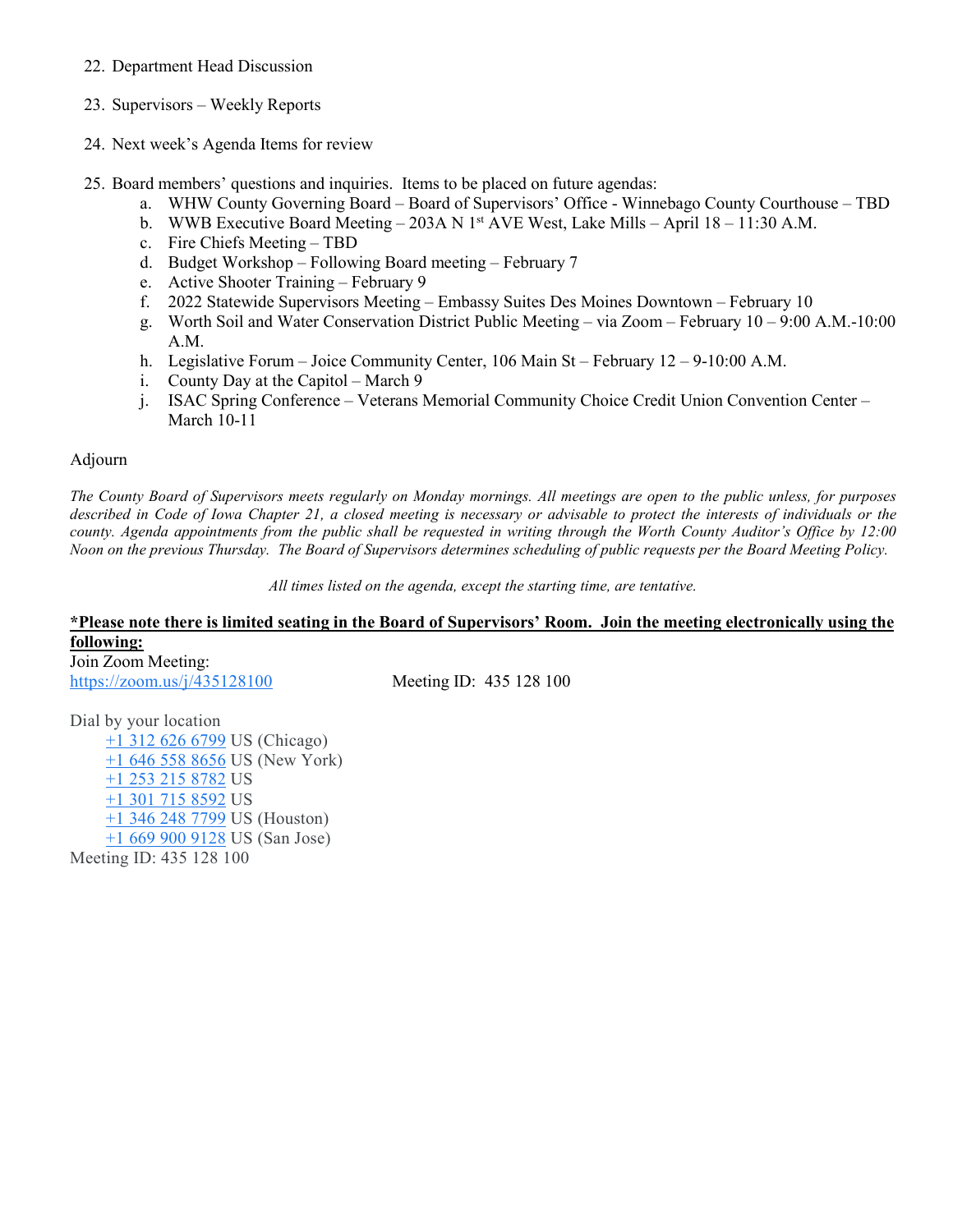22. Department Head Discussion

23. Supervisors – Weekly Reports

24. Next week's Agenda Items for review

25. Board members' questions and inquiries. Items to be placed on future agendas:
    a. WHW County Governing Board – Board of Supervisors' Office - Winnebago County Courthouse – TBD
    b. WWB Executive Board Meeting – 203A N 1st AVE West, Lake Mills – April 18 – 11:30 A.M.
    c. Fire Chiefs Meeting – TBD
    d. Budget Workshop – Following Board meeting – February 7
    e. Active Shooter Training – February 9
    f. 2022 Statewide Supervisors Meeting – Embassy Suites Des Moines Downtown – February 10
    g. Worth Soil and Water Conservation District Public Meeting – via Zoom – February 10 – 9:00 A.M.-10:00 A.M.
    h. Legislative Forum – Joice Community Center, 106 Main St – February 12 – 9-10:00 A.M.
    i. County Day at the Capitol – March 9
    j. ISAC Spring Conference – Veterans Memorial Community Choice Credit Union Convention Center – March 10-11

Adjourn

*The County Board of Supervisors meets regularly on Monday mornings. All meetings are open to the public unless, for purposes described in Code of Iowa Chapter 21, a closed meeting is necessary or advisable to protect the interests of individuals or the county. Agenda appointments from the public shall be requested in writing through the Worth County Auditor's Office by 12:00 Noon on the previous Thursday. The Board of Supervisors determines scheduling of public requests per the Board Meeting Policy.*

*All times listed on the agenda, except the starting time, are tentative.*

**\*Please note there is limited seating in the Board of Supervisors' Room. Join the meeting electronically using the following:**

Join Zoom Meeting:
https://zoom.us/j/435128100 Meeting ID: 435 128 100

Dial by your location
+1 312 626 6799 US (Chicago)
+1 646 558 8656 US (New York)
+1 253 215 8782 US
+1 301 715 8592 US
+1 346 248 7799 US (Houston)
+1 669 900 9128 US (San Jose)
Meeting ID: 435 128 100